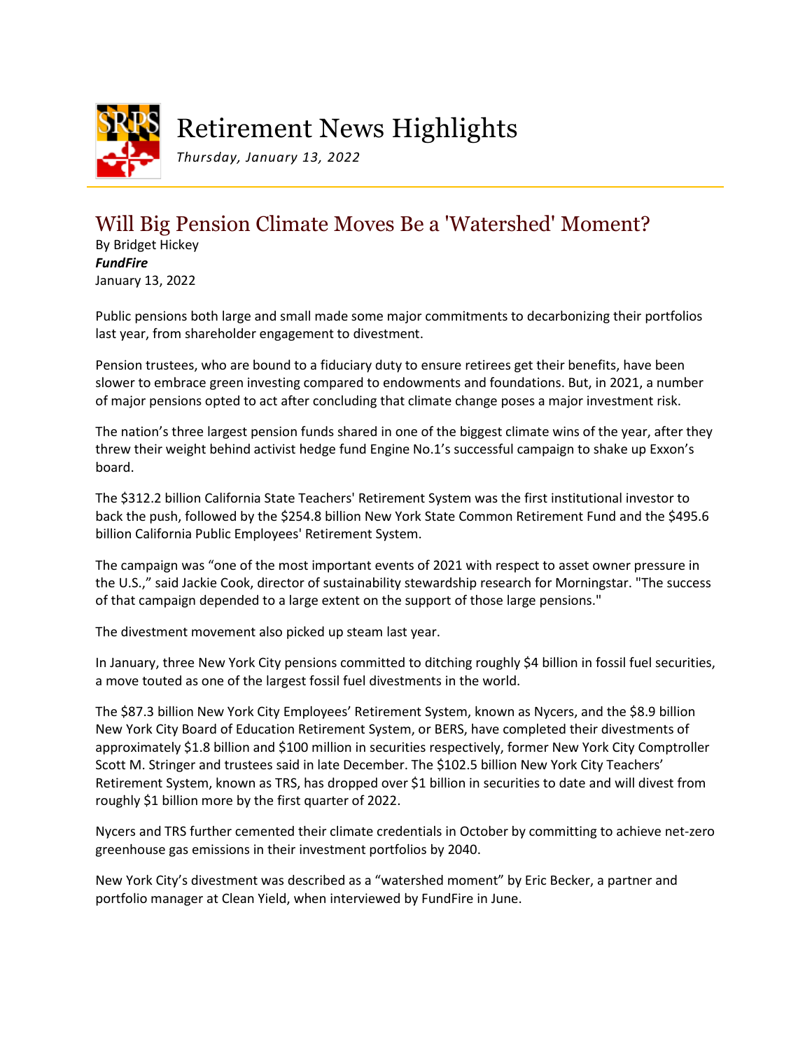# Retirement News Highlights

*Thursday, January 13, 2022*

## Will Big Pension Climate Moves Be a 'Watershed' Moment?

By Bridget Hickey
***FundFire***
January 13, 2022

Public pensions both large and small made some major commitments to decarbonizing their portfolios last year, from shareholder engagement to divestment.

Pension trustees, who are bound to a fiduciary duty to ensure retirees get their benefits, have been slower to embrace green investing compared to endowments and foundations. But, in 2021, a number of major pensions opted to act after concluding that climate change poses a major investment risk.

The nation's three largest pension funds shared in one of the biggest climate wins of the year, after they threw their weight behind activist hedge fund Engine No.1's successful campaign to shake up Exxon's board.

The $312.2 billion California State Teachers' Retirement System was the first institutional investor to back the push, followed by the $254.8 billion New York State Common Retirement Fund and the $495.6 billion California Public Employees' Retirement System.

The campaign was "one of the most important events of 2021 with respect to asset owner pressure in the U.S.," said Jackie Cook, director of sustainability stewardship research for Morningstar. "The success of that campaign depended to a large extent on the support of those large pensions."

The divestment movement also picked up steam last year.

In January, three New York City pensions committed to ditching roughly $4 billion in fossil fuel securities, a move touted as one of the largest fossil fuel divestments in the world.

The $87.3 billion New York City Employees' Retirement System, known as Nycers, and the $8.9 billion New York City Board of Education Retirement System, or BERS, have completed their divestments of approximately $1.8 billion and $100 million in securities respectively, former New York City Comptroller Scott M. Stringer and trustees said in late December. The $102.5 billion New York City Teachers' Retirement System, known as TRS, has dropped over $1 billion in securities to date and will divest from roughly $1 billion more by the first quarter of 2022.

Nycers and TRS further cemented their climate credentials in October by committing to achieve net-zero greenhouse gas emissions in their investment portfolios by 2040.

New York City's divestment was described as a "watershed moment" by Eric Becker, a partner and portfolio manager at Clean Yield, when interviewed by FundFire in June.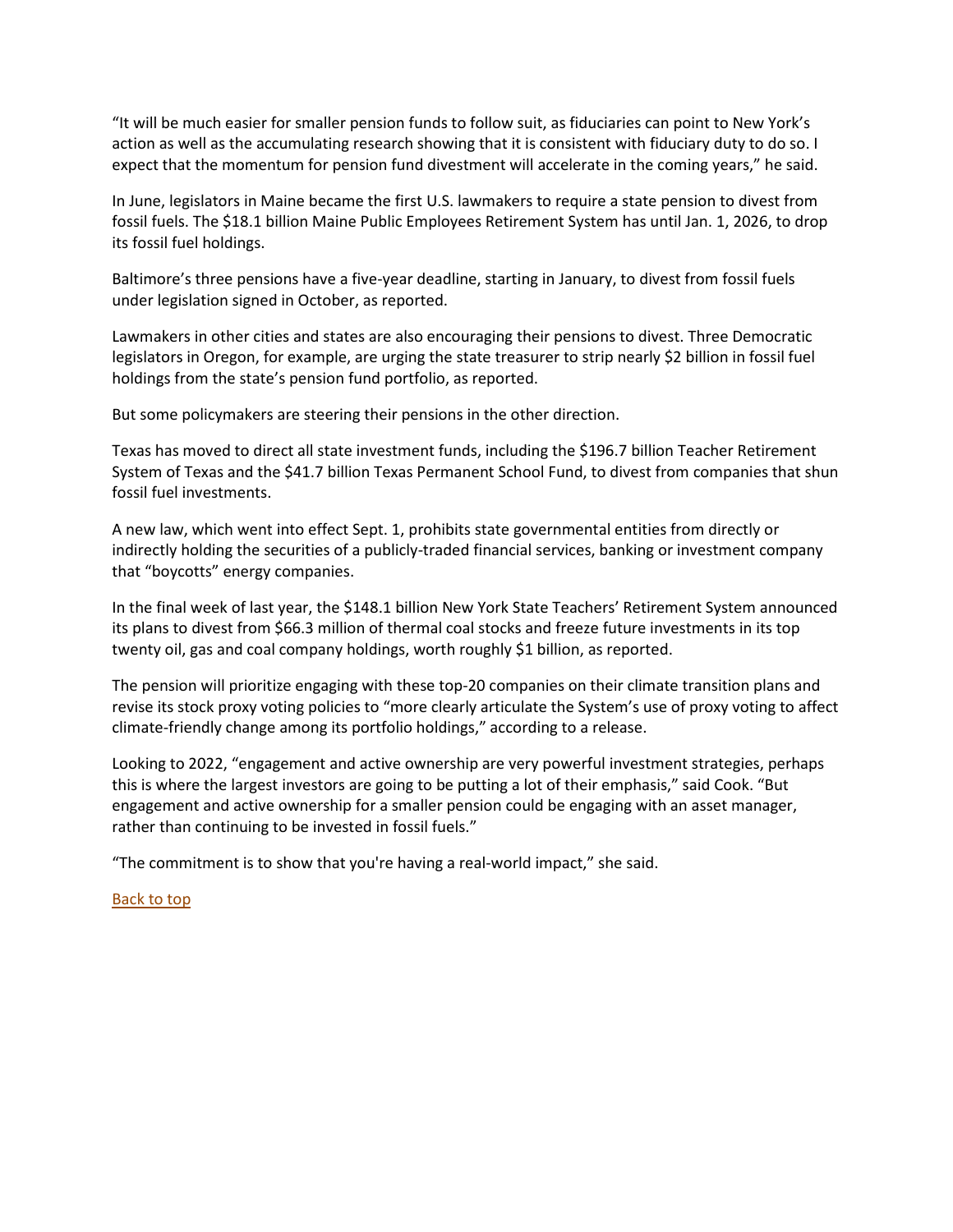"It will be much easier for smaller pension funds to follow suit, as fiduciaries can point to New York's action as well as the accumulating research showing that it is consistent with fiduciary duty to do so. I expect that the momentum for pension fund divestment will accelerate in the coming years," he said.

In June, legislators in Maine became the first U.S. lawmakers to require a state pension to divest from fossil fuels. The $18.1 billion Maine Public Employees Retirement System has until Jan. 1, 2026, to drop its fossil fuel holdings.

Baltimore's three pensions have a five-year deadline, starting in January, to divest from fossil fuels under legislation signed in October, as reported.

Lawmakers in other cities and states are also encouraging their pensions to divest. Three Democratic legislators in Oregon, for example, are urging the state treasurer to strip nearly $2 billion in fossil fuel holdings from the state's pension fund portfolio, as reported.

But some policymakers are steering their pensions in the other direction.

Texas has moved to direct all state investment funds, including the $196.7 billion Teacher Retirement System of Texas and the $41.7 billion Texas Permanent School Fund, to divest from companies that shun fossil fuel investments.

A new law, which went into effect Sept. 1, prohibits state governmental entities from directly or indirectly holding the securities of a publicly-traded financial services, banking or investment company that "boycotts" energy companies.

In the final week of last year, the $148.1 billion New York State Teachers' Retirement System announced its plans to divest from $66.3 million of thermal coal stocks and freeze future investments in its top twenty oil, gas and coal company holdings, worth roughly $1 billion, as reported.

The pension will prioritize engaging with these top-20 companies on their climate transition plans and revise its stock proxy voting policies to "more clearly articulate the System's use of proxy voting to affect climate-friendly change among its portfolio holdings," according to a release.

Looking to 2022, "engagement and active ownership are very powerful investment strategies, perhaps this is where the largest investors are going to be putting a lot of their emphasis," said Cook. "But engagement and active ownership for a smaller pension could be engaging with an asset manager, rather than continuing to be invested in fossil fuels."

"The commitment is to show that you're having a real-world impact," she said.

Back to top